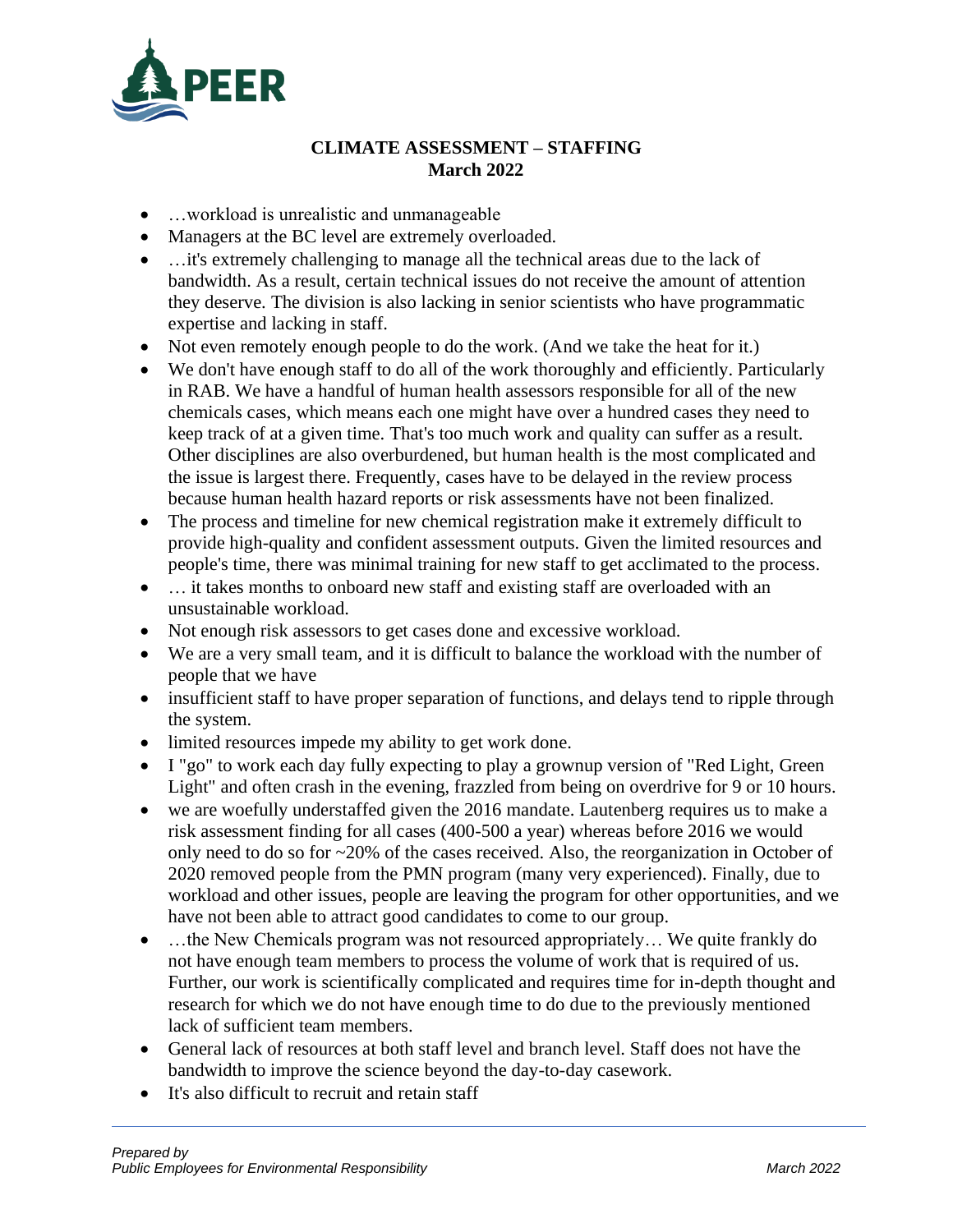**CLIMATE ASSESSMENT – STAFFING**
**March 2022**

- …workload is unrealistic and unmanageable
- Managers at the BC level are extremely overloaded.
- …it's extremely challenging to manage all the technical areas due to the lack of bandwidth. As a result, certain technical issues do not receive the amount of attention they deserve. The division is also lacking in senior scientists who have programmatic expertise and lacking in staff.
- Not even remotely enough people to do the work. (And we take the heat for it.)
- We don't have enough staff to do all of the work thoroughly and efficiently. Particularly in RAB. We have a handful of human health assessors responsible for all of the new chemicals cases, which means each one might have over a hundred cases they need to keep track of at a given time. That's too much work and quality can suffer as a result. Other disciplines are also overburdened, but human health is the most complicated and the issue is largest there. Frequently, cases have to be delayed in the review process because human health hazard reports or risk assessments have not been finalized.
- The process and timeline for new chemical registration make it extremely difficult to provide high-quality and confident assessment outputs. Given the limited resources and people's time, there was minimal training for new staff to get acclimated to the process.
- … it takes months to onboard new staff and existing staff are overloaded with an unsustainable workload.
- Not enough risk assessors to get cases done and excessive workload.
- We are a very small team, and it is difficult to balance the workload with the number of people that we have
- insufficient staff to have proper separation of functions, and delays tend to ripple through the system.
- limited resources impede my ability to get work done.
- I "go" to work each day fully expecting to play a grownup version of "Red Light, Green Light" and often crash in the evening, frazzled from being on overdrive for 9 or 10 hours.
- we are woefully understaffed given the 2016 mandate. Lautenberg requires us to make a risk assessment finding for all cases (400-500 a year) whereas before 2016 we would only need to do so for ~20% of the cases received. Also, the reorganization in October of 2020 removed people from the PMN program (many very experienced). Finally, due to workload and other issues, people are leaving the program for other opportunities, and we have not been able to attract good candidates to come to our group.
- …the New Chemicals program was not resourced appropriately… We quite frankly do not have enough team members to process the volume of work that is required of us. Further, our work is scientifically complicated and requires time for in-depth thought and research for which we do not have enough time to do due to the previously mentioned lack of sufficient team members.
- General lack of resources at both staff level and branch level. Staff does not have the bandwidth to improve the science beyond the day-to-day casework.
- It's also difficult to recruit and retain staff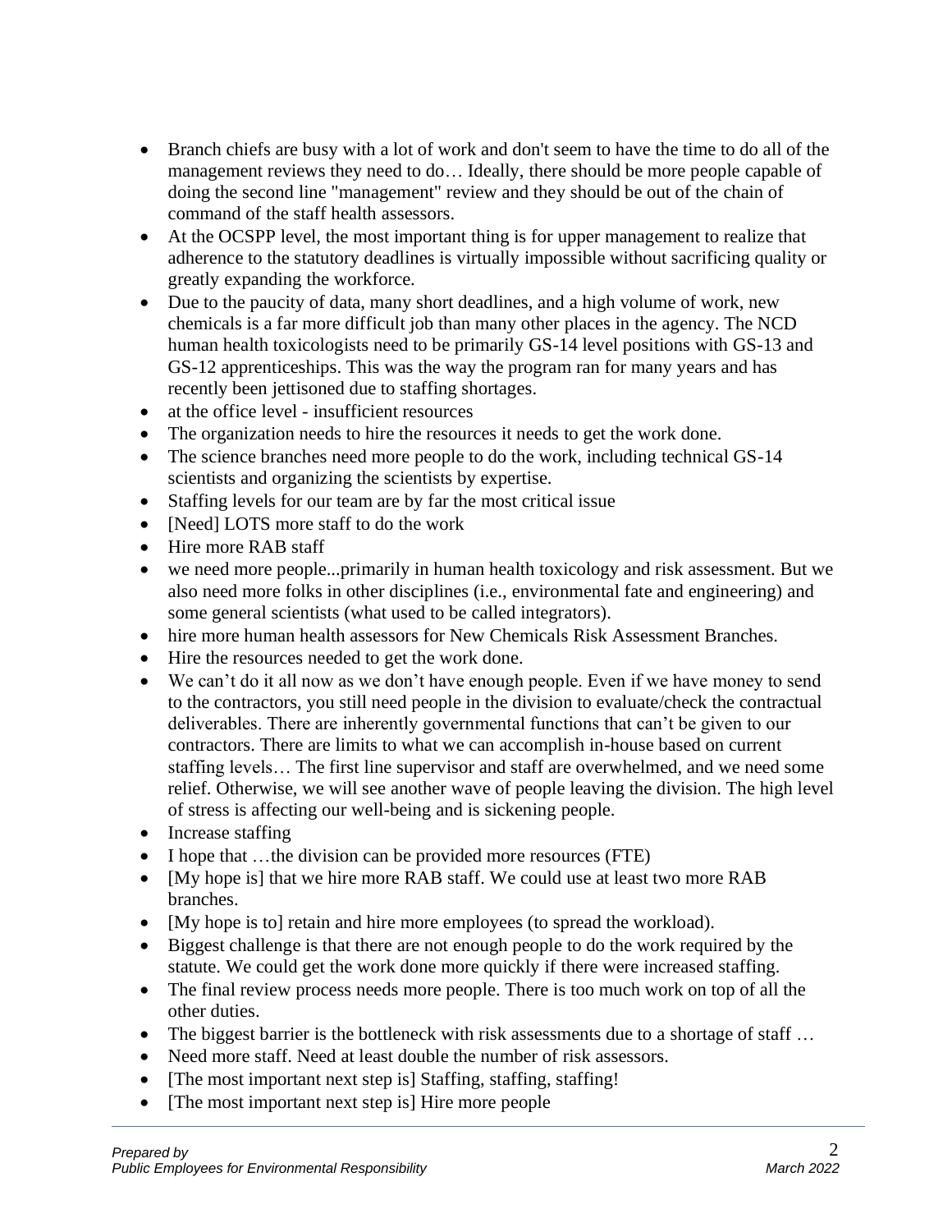- Branch chiefs are busy with a lot of work and don't seem to have the time to do all of the management reviews they need to do… Ideally, there should be more people capable of doing the second line "management" review and they should be out of the chain of command of the staff health assessors.
- At the OCSPP level, the most important thing is for upper management to realize that adherence to the statutory deadlines is virtually impossible without sacrificing quality or greatly expanding the workforce.
- Due to the paucity of data, many short deadlines, and a high volume of work, new chemicals is a far more difficult job than many other places in the agency. The NCD human health toxicologists need to be primarily GS-14 level positions with GS-13 and GS-12 apprenticeships. This was the way the program ran for many years and has recently been jettisoned due to staffing shortages.
- at the office level - insufficient resources
- The organization needs to hire the resources it needs to get the work done.
- The science branches need more people to do the work, including technical GS-14 scientists and organizing the scientists by expertise.
- Staffing levels for our team are by far the most critical issue
- [Need] LOTS more staff to do the work
- Hire more RAB staff
- we need more people...primarily in human health toxicology and risk assessment. But we also need more folks in other disciplines (i.e., environmental fate and engineering) and some general scientists (what used to be called integrators).
- hire more human health assessors for New Chemicals Risk Assessment Branches.
- Hire the resources needed to get the work done.
- We can't do it all now as we don't have enough people. Even if we have money to send to the contractors, you still need people in the division to evaluate/check the contractual deliverables. There are inherently governmental functions that can't be given to our contractors. There are limits to what we can accomplish in-house based on current staffing levels… The first line supervisor and staff are overwhelmed, and we need some relief. Otherwise, we will see another wave of people leaving the division. The high level of stress is affecting our well-being and is sickening people.
- Increase staffing
- I hope that …the division can be provided more resources (FTE)
- [My hope is] that we hire more RAB staff. We could use at least two more RAB branches.
- [My hope is to] retain and hire more employees (to spread the workload).
- Biggest challenge is that there are not enough people to do the work required by the statute. We could get the work done more quickly if there were increased staffing.
- The final review process needs more people. There is too much work on top of all the other duties.
- The biggest barrier is the bottleneck with risk assessments due to a shortage of staff …
- Need more staff. Need at least double the number of risk assessors.
- [The most important next step is] Staffing, staffing, staffing!
- [The most important next step is] Hire more people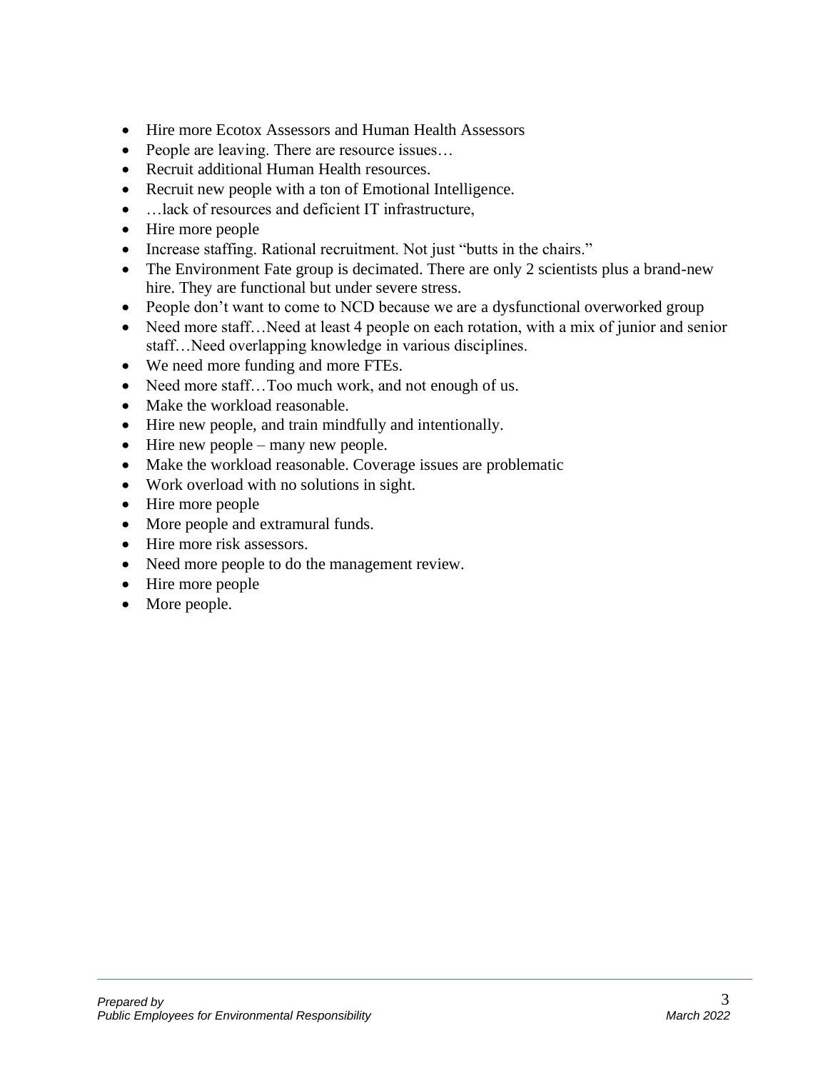- Hire more Ecotox Assessors and Human Health Assessors
- People are leaving. There are resource issues…
- Recruit additional Human Health resources.
- Recruit new people with a ton of Emotional Intelligence.
- …lack of resources and deficient IT infrastructure,
- Hire more people
- Increase staffing. Rational recruitment. Not just "butts in the chairs."
- The Environment Fate group is decimated. There are only 2 scientists plus a brand-new hire. They are functional but under severe stress.
- People don't want to come to NCD because we are a dysfunctional overworked group
- Need more staff…Need at least 4 people on each rotation, with a mix of junior and senior staff…Need overlapping knowledge in various disciplines.
- We need more funding and more FTEs.
- Need more staff…Too much work, and not enough of us.
- Make the workload reasonable.
- Hire new people, and train mindfully and intentionally.
- Hire new people – many new people.
- Make the workload reasonable. Coverage issues are problematic
- Work overload with no solutions in sight.
- Hire more people
- More people and extramural funds.
- Hire more risk assessors.
- Need more people to do the management review.
- Hire more people
- More people.